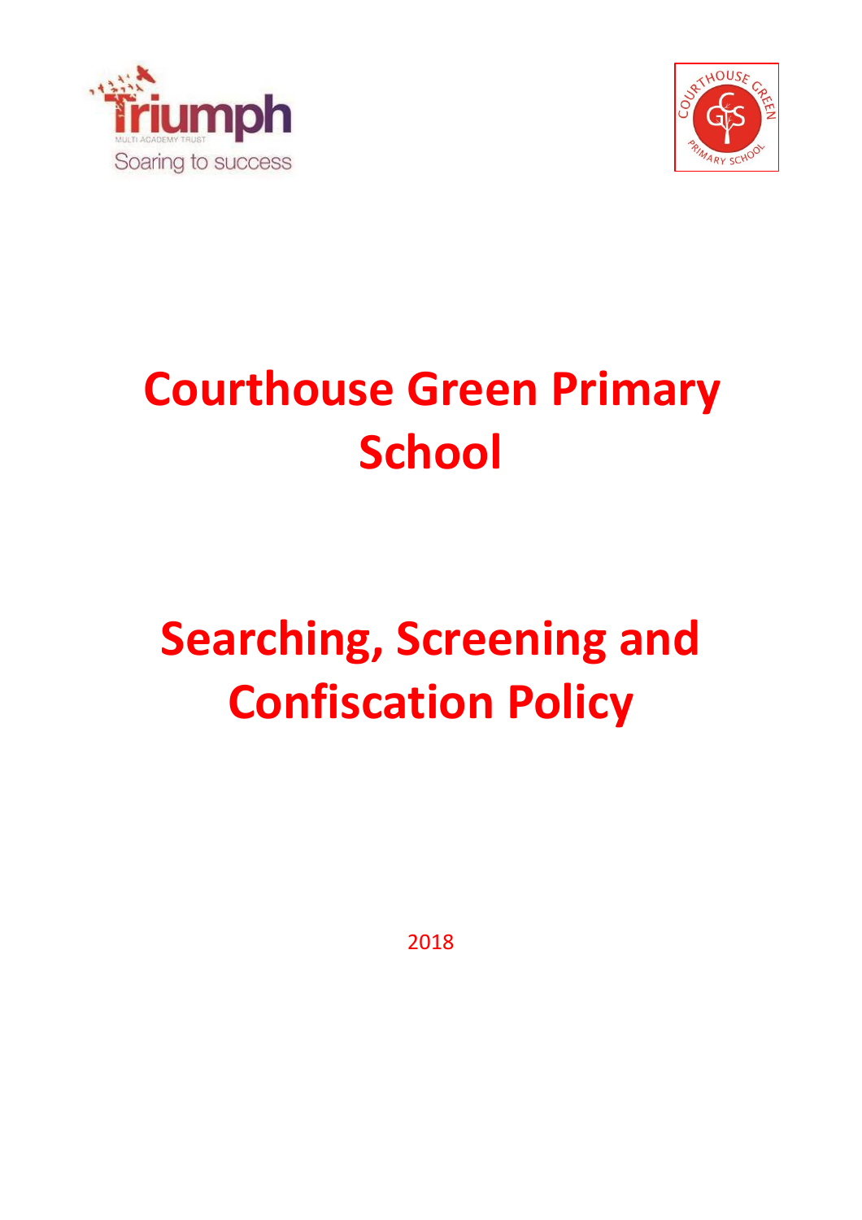# Courthouse Green Primary School

# Searching, Screening and Confiscation Policy

2018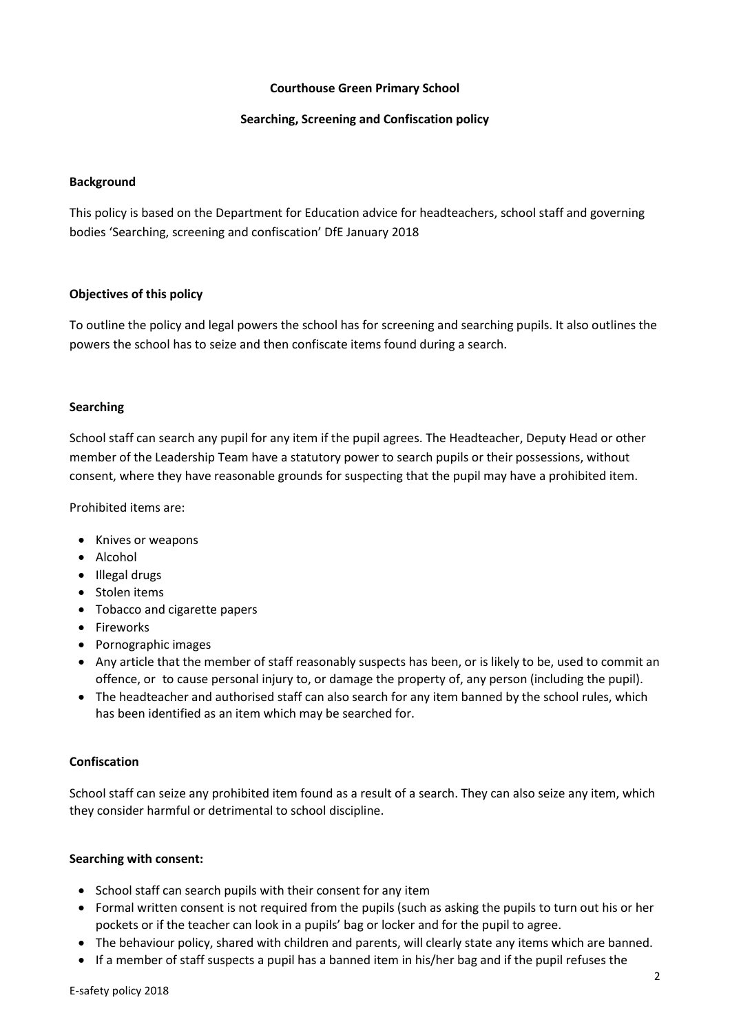**Courthouse Green Primary School**

**Searching, Screening and Confiscation policy**

**Background**

This policy is based on the Department for Education advice for headteachers, school staff and governing bodies 'Searching, screening and confiscation' DfE January 2018

**Objectives of this policy**

To outline the policy and legal powers the school has for screening and searching pupils. It also outlines the powers the school has to seize and then confiscate items found during a search.

**Searching**

School staff can search any pupil for any item if the pupil agrees. The Headteacher, Deputy Head or other member of the Leadership Team have a statutory power to search pupils or their possessions, without consent, where they have reasonable grounds for suspecting that the pupil may have a prohibited item.

Prohibited items are:

- Knives or weapons
- Alcohol
- Illegal drugs
- Stolen items
- Tobacco and cigarette papers
- Fireworks
- Pornographic images
- Any article that the member of staff reasonably suspects has been, or is likely to be, used to commit an offence, or to cause personal injury to, or damage the property of, any person (including the pupil).
- The headteacher and authorised staff can also search for any item banned by the school rules, which has been identified as an item which may be searched for.

**Confiscation**

School staff can seize any prohibited item found as a result of a search. They can also seize any item, which they consider harmful or detrimental to school discipline.

**Searching with consent:**

- School staff can search pupils with their consent for any item
- Formal written consent is not required from the pupils (such as asking the pupils to turn out his or her pockets or if the teacher can look in a pupils' bag or locker and for the pupil to agree.
- The behaviour policy, shared with children and parents, will clearly state any items which are banned.
- If a member of staff suspects a pupil has a banned item in his/her bag and if the pupil refuses the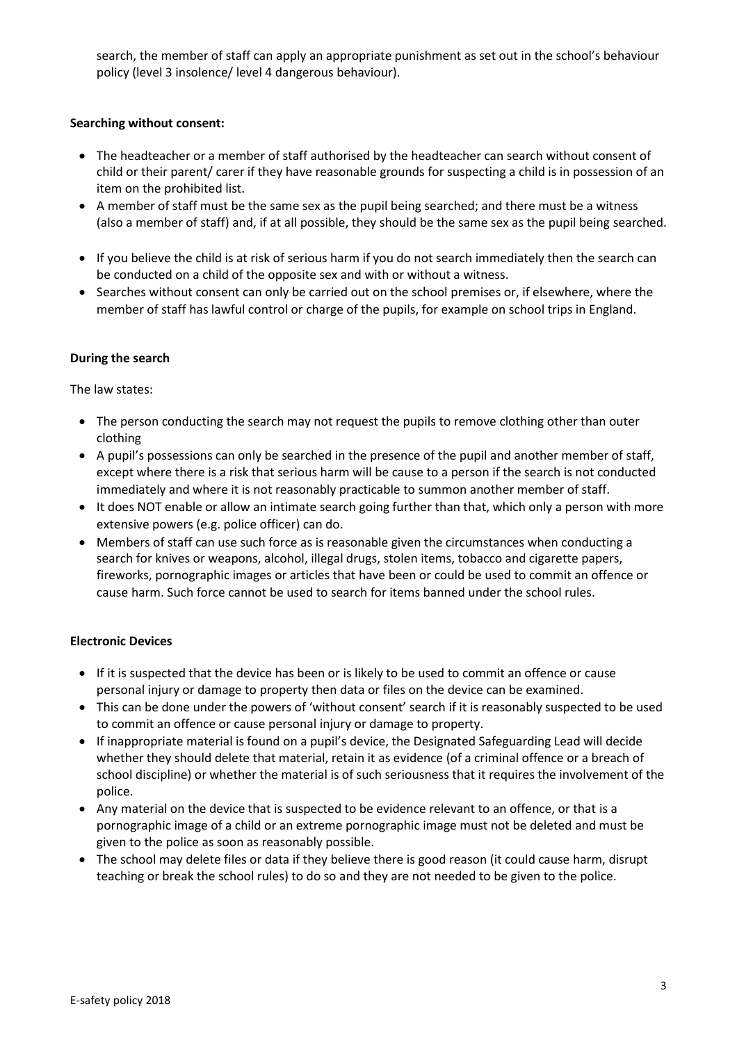search, the member of staff can apply an appropriate punishment as set out in the school's behaviour policy (level 3 insolence/ level 4 dangerous behaviour).

**Searching without consent:**

- The headteacher or a member of staff authorised by the headteacher can search without consent of child or their parent/ carer if they have reasonable grounds for suspecting a child is in possession of an item on the prohibited list.
- A member of staff must be the same sex as the pupil being searched; and there must be a witness (also a member of staff) and, if at all possible, they should be the same sex as the pupil being searched.
- If you believe the child is at risk of serious harm if you do not search immediately then the search can be conducted on a child of the opposite sex and with or without a witness.
- Searches without consent can only be carried out on the school premises or, if elsewhere, where the member of staff has lawful control or charge of the pupils, for example on school trips in England.

**During the search**

The law states:

- The person conducting the search may not request the pupils to remove clothing other than outer clothing
- A pupil's possessions can only be searched in the presence of the pupil and another member of staff, except where there is a risk that serious harm will be cause to a person if the search is not conducted immediately and where it is not reasonably practicable to summon another member of staff.
- It does NOT enable or allow an intimate search going further than that, which only a person with more extensive powers (e.g. police officer) can do.
- Members of staff can use such force as is reasonable given the circumstances when conducting a search for knives or weapons, alcohol, illegal drugs, stolen items, tobacco and cigarette papers, fireworks, pornographic images or articles that have been or could be used to commit an offence or cause harm. Such force cannot be used to search for items banned under the school rules.

**Electronic Devices**

- If it is suspected that the device has been or is likely to be used to commit an offence or cause personal injury or damage to property then data or files on the device can be examined.
- This can be done under the powers of 'without consent' search if it is reasonably suspected to be used to commit an offence or cause personal injury or damage to property.
- If inappropriate material is found on a pupil's device, the Designated Safeguarding Lead will decide whether they should delete that material, retain it as evidence (of a criminal offence or a breach of school discipline) or whether the material is of such seriousness that it requires the involvement of the police.
- Any material on the device that is suspected to be evidence relevant to an offence, or that is a pornographic image of a child or an extreme pornographic image must not be deleted and must be given to the police as soon as reasonably possible.
- The school may delete files or data if they believe there is good reason (it could cause harm, disrupt teaching or break the school rules) to do so and they are not needed to be given to the police.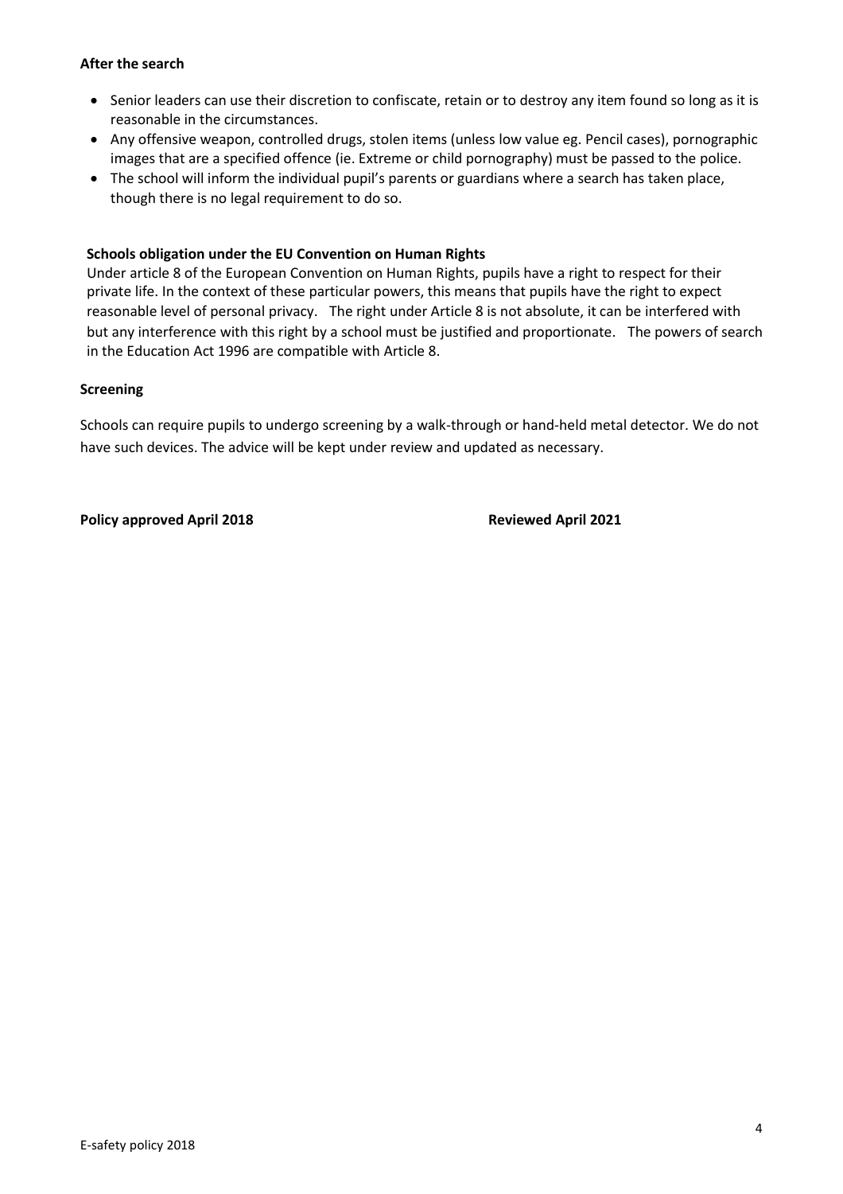**After the search**

- Senior leaders can use their discretion to confiscate, retain or to destroy any item found so long as it is reasonable in the circumstances.
- Any offensive weapon, controlled drugs, stolen items (unless low value eg. Pencil cases), pornographic images that are a specified offence (ie. Extreme or child pornography) must be passed to the police.
- The school will inform the individual pupil's parents or guardians where a search has taken place, though there is no legal requirement to do so.

**Schools obligation under the EU Convention on Human Rights**

Under article 8 of the European Convention on Human Rights, pupils have a right to respect for their private life. In the context of these particular powers, this means that pupils have the right to expect reasonable level of personal privacy. The right under Article 8 is not absolute, it can be interfered with but any interference with this right by a school must be justified and proportionate. The powers of search in the Education Act 1996 are compatible with Article 8.

**Screening**

Schools can require pupils to undergo screening by a walk-through or hand-held metal detector. We do not have such devices. The advice will be kept under review and updated as necessary.

**Policy approved April 2018** **Reviewed April 2021**